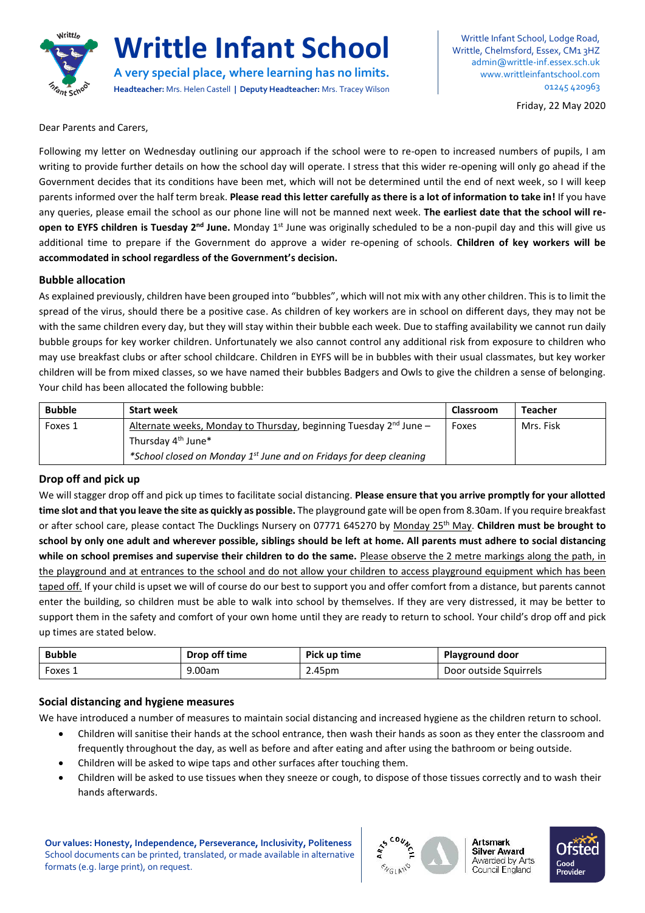# Writttle Infant School

**A very special place, where learning has no limits.**

**Headteacher:** Mrs. Helen Castell | **Deputy Headteacher:** Mrs. Tracey Wilson

Writtle Infant School, Lodge Road,
Writtle, Chelmsford, Essex, CM1 3HZ
admin@writtle-inf.essex.sch.uk
www.writtleinfantschool.com
01245 420963

Friday, 22 May 2020

Dear Parents and Carers,

Following my letter on Wednesday outlining our approach if the school were to re-open to increased numbers of pupils, I am writing to provide further details on how the school day will operate. I stress that this wider re-opening will only go ahead if the Government decides that its conditions have been met, which will not be determined until the end of next week, so I will keep parents informed over the half term break. **Please read this letter carefully as there is a lot of information to take in!** If you have any queries, please email the school as our phone line will not be manned next week. **The earliest date that the school will re-open to EYFS children is Tuesday 2nd June.** Monday 1st June was originally scheduled to be a non-pupil day and this will give us additional time to prepare if the Government do approve a wider re-opening of schools. **Children of key workers will be accommodated in school regardless of the Government's decision.**

### Bubble allocation

As explained previously, children have been grouped into "bubbles", which will not mix with any other children. This is to limit the spread of the virus, should there be a positive case. As children of key workers are in school on different days, they may not be with the same children every day, but they will stay within their bubble each week. Due to staffing availability we cannot run daily bubble groups for key worker children. Unfortunately we also cannot control any additional risk from exposure to children who may use breakfast clubs or after school childcare. Children in EYFS will be in bubbles with their usual classmates, but key worker children will be from mixed classes, so we have named their bubbles Badgers and Owls to give the children a sense of belonging. Your child has been allocated the following bubble:

| Bubble | Start week | Classroom | Teacher |
| --- | --- | --- | --- |
| Foxes 1 | Alternate weeks, Monday to Thursday, beginning Tuesday 2nd June – Thursday 4th June* <br> *\*School closed on Monday 1st June and on Fridays for deep cleaning* | Foxes | Mrs. Fisk |

### Drop off and pick up

We will stagger drop off and pick up times to facilitate social distancing. **Please ensure that you arrive promptly for your allotted time slot and that you leave the site as quickly as possible.** The playground gate will be open from 8.30am. If you require breakfast or after school care, please contact The Ducklings Nursery on 07771 645270 by Monday 25th May. **Children must be brought to school by only one adult and wherever possible, siblings should be left at home. All parents must adhere to social distancing while on school premises and supervise their children to do the same.** Please observe the 2 metre markings along the path, in the playground and at entrances to the school and do not allow your children to access playground equipment which has been taped off. If your child is upset we will of course do our best to support you and offer comfort from a distance, but parents cannot enter the building, so children must be able to walk into school by themselves. If they are very distressed, it may be better to support them in the safety and comfort of your own home until they are ready to return to school. Your child's drop off and pick up times are stated below.

| Bubble | Drop off time | Pick up time | Playground door |
| --- | --- | --- | --- |
| Foxes 1 | 9.00am | 2.45pm | Door outside Squirrels |

### Social distancing and hygiene measures

We have introduced a number of measures to maintain social distancing and increased hygiene as the children return to school.

- Children will sanitise their hands at the school entrance, then wash their hands as soon as they enter the classroom and frequently throughout the day, as well as before and after eating and after using the bathroom or being outside.
- Children will be asked to wipe taps and other surfaces after touching them.
- Children will be asked to use tissues when they sneeze or cough, to dispose of those tissues correctly and to wash their hands afterwards.

**Our values: Honesty, Independence, Perseverance, Inclusivity, Politeness**
School documents can be printed, translated, or made available in alternative formats (e.g. large print), on request.

Artsmark Silver Award — Awarded by Arts Council England

Ofsted Good Provider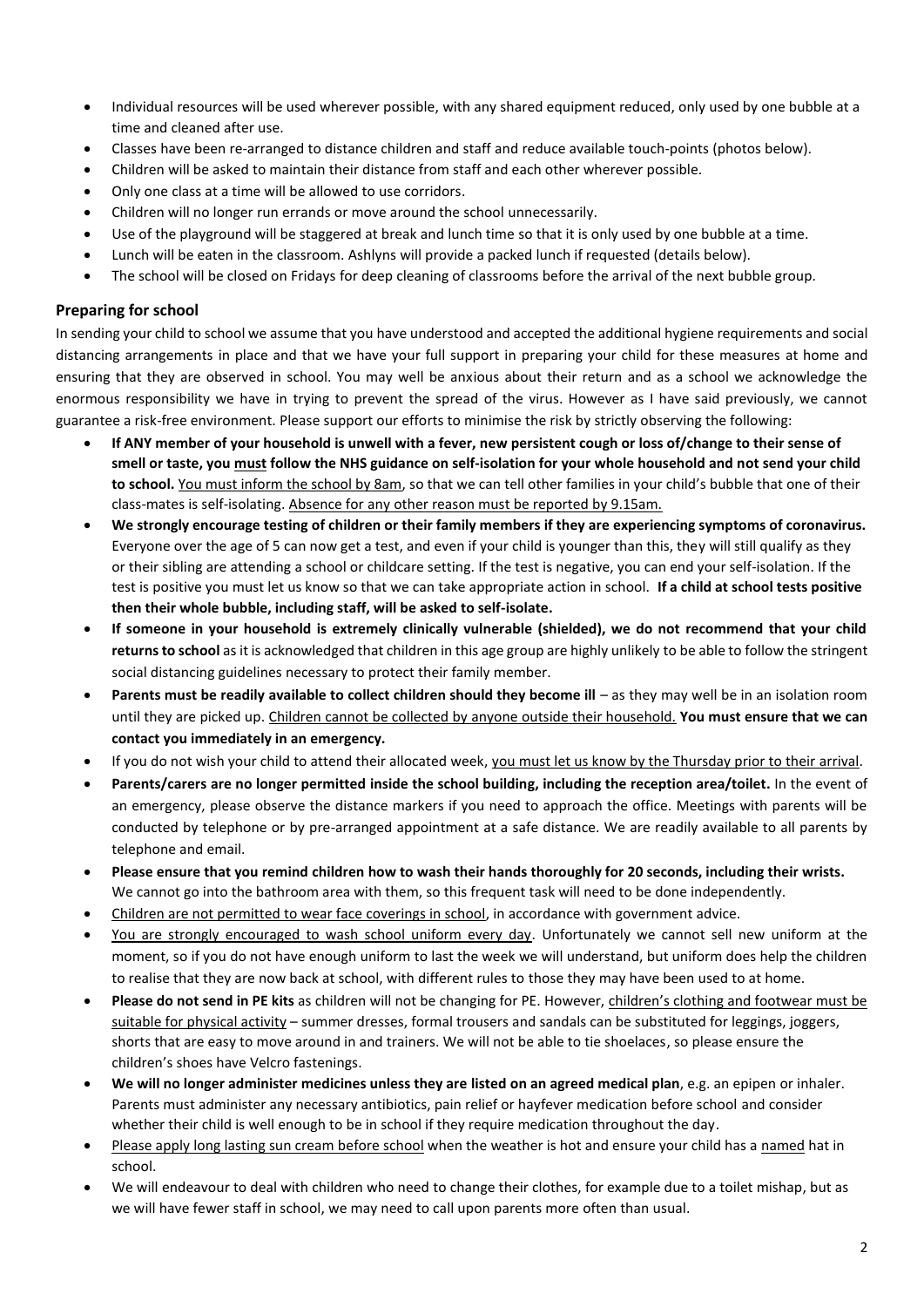- Individual resources will be used wherever possible, with any shared equipment reduced, only used by one bubble at a time and cleaned after use.
- Classes have been re-arranged to distance children and staff and reduce available touch-points (photos below).
- Children will be asked to maintain their distance from staff and each other wherever possible.
- Only one class at a time will be allowed to use corridors.
- Children will no longer run errands or move around the school unnecessarily.
- Use of the playground will be staggered at break and lunch time so that it is only used by one bubble at a time.
- Lunch will be eaten in the classroom. Ashlyns will provide a packed lunch if requested (details below).
- The school will be closed on Fridays for deep cleaning of classrooms before the arrival of the next bubble group.

## Preparing for school

In sending your child to school we assume that you have understood and accepted the additional hygiene requirements and social distancing arrangements in place and that we have your full support in preparing your child for these measures at home and ensuring that they are observed in school. You may well be anxious about their return and as a school we acknowledge the enormous responsibility we have in trying to prevent the spread of the virus. However as I have said previously, we cannot guarantee a risk-free environment. Please support our efforts to minimise the risk by strictly observing the following:

- **If ANY member of your household is unwell with a fever, new persistent cough or loss of/change to their sense of smell or taste, you must follow the NHS guidance on self-isolation for your whole household and not send your child to school.** You must inform the school by 8am, so that we can tell other families in your child's bubble that one of their class-mates is self-isolating. Absence for any other reason must be reported by 9.15am.
- **We strongly encourage testing of children or their family members if they are experiencing symptoms of coronavirus.** Everyone over the age of 5 can now get a test, and even if your child is younger than this, they will still qualify as they or their sibling are attending a school or childcare setting. If the test is negative, you can end your self-isolation. If the test is positive you must let us know so that we can take appropriate action in school. **If a child at school tests positive then their whole bubble, including staff, will be asked to self-isolate.**
- **If someone in your household is extremely clinically vulnerable (shielded), we do not recommend that your child returns to school** as it is acknowledged that children in this age group are highly unlikely to be able to follow the stringent social distancing guidelines necessary to protect their family member.
- **Parents must be readily available to collect children should they become ill** – as they may well be in an isolation room until they are picked up. Children cannot be collected by anyone outside their household. **You must ensure that we can contact you immediately in an emergency.**
- If you do not wish your child to attend their allocated week, you must let us know by the Thursday prior to their arrival.
- **Parents/carers are no longer permitted inside the school building, including the reception area/toilet.** In the event of an emergency, please observe the distance markers if you need to approach the office. Meetings with parents will be conducted by telephone or by pre-arranged appointment at a safe distance. We are readily available to all parents by telephone and email.
- **Please ensure that you remind children how to wash their hands thoroughly for 20 seconds, including their wrists.** We cannot go into the bathroom area with them, so this frequent task will need to be done independently.
- Children are not permitted to wear face coverings in school, in accordance with government advice.
- You are strongly encouraged to wash school uniform every day. Unfortunately we cannot sell new uniform at the moment, so if you do not have enough uniform to last the week we will understand, but uniform does help the children to realise that they are now back at school, with different rules to those they may have been used to at home.
- **Please do not send in PE kits** as children will not be changing for PE. However, children's clothing and footwear must be suitable for physical activity – summer dresses, formal trousers and sandals can be substituted for leggings, joggers, shorts that are easy to move around in and trainers. We will not be able to tie shoelaces, so please ensure the children's shoes have Velcro fastenings.
- **We will no longer administer medicines unless they are listed on an agreed medical plan**, e.g. an epipen or inhaler. Parents must administer any necessary antibiotics, pain relief or hayfever medication before school and consider whether their child is well enough to be in school if they require medication throughout the day.
- Please apply long lasting sun cream before school when the weather is hot and ensure your child has a named hat in school.
- We will endeavour to deal with children who need to change their clothes, for example due to a toilet mishap, but as we will have fewer staff in school, we may need to call upon parents more often than usual.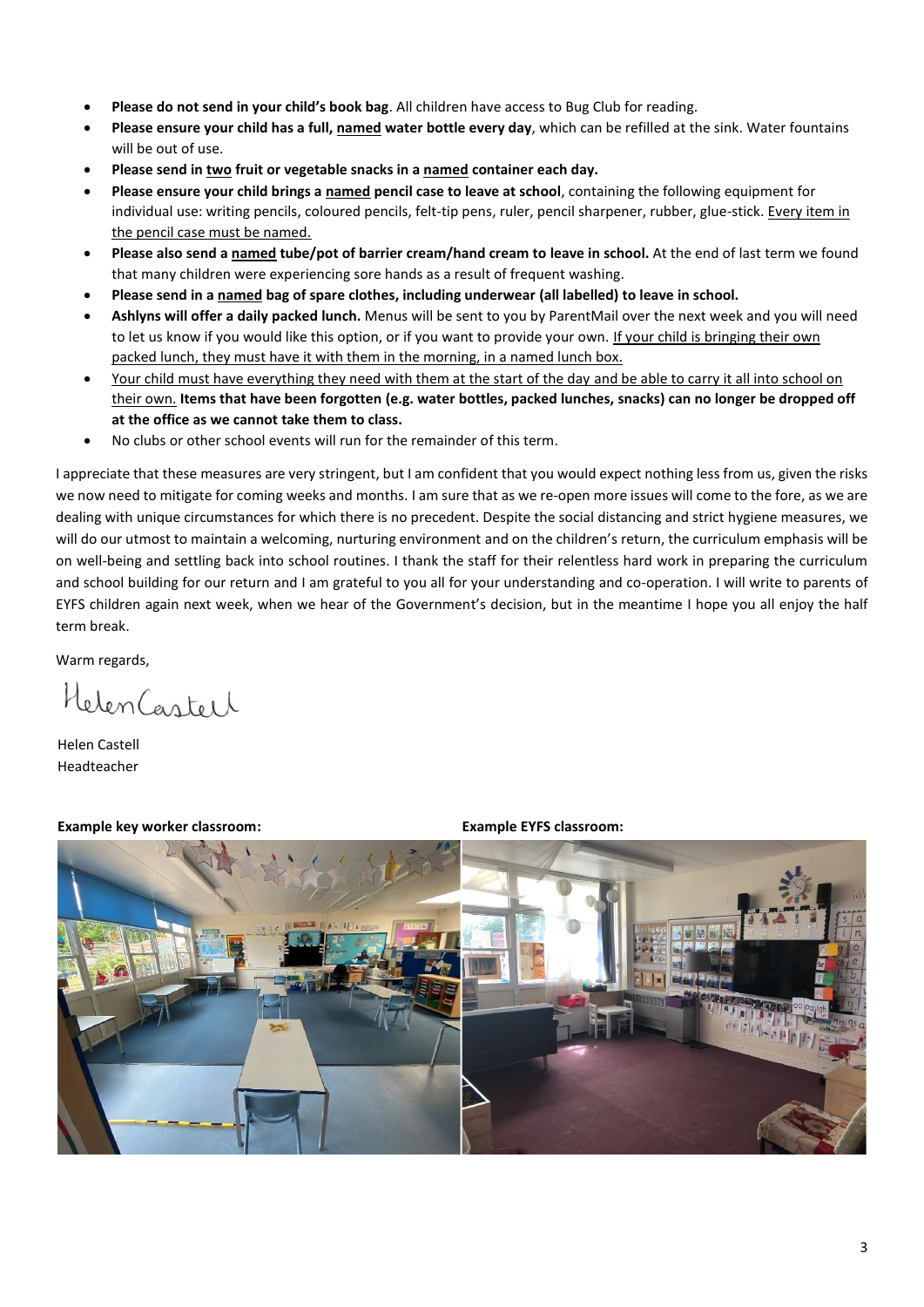- **Please do not send in your child's book bag**. All children have access to Bug Club for reading.
- **Please ensure your child has a full, <u>named</u> water bottle every day**, which can be refilled at the sink. Water fountains will be out of use.
- **Please send in <u>two</u> fruit or vegetable snacks in a <u>named</u> container each day.**
- **Please ensure your child brings a <u>named</u> pencil case to leave at school**, containing the following equipment for individual use: writing pencils, coloured pencils, felt-tip pens, ruler, pencil sharpener, rubber, glue-stick. <u>Every item in the pencil case must be named.</u>
- **Please also send a <u>named</u> tube/pot of barrier cream/hand cream to leave in school.** At the end of last term we found that many children were experiencing sore hands as a result of frequent washing.
- **Please send in a <u>named</u> bag of spare clothes, including underwear (all labelled) to leave in school.**
- **Ashlyns will offer a daily packed lunch.** Menus will be sent to you by ParentMail over the next week and you will need to let us know if you would like this option, or if you want to provide your own. <u>If your child is bringing their own packed lunch, they must have it with them in the morning, in a named lunch box.</u>
- <u>Your child must have everything they need with them at the start of the day and be able to carry it all into school on their own.</u> **Items that have been forgotten (e.g. water bottles, packed lunches, snacks) can no longer be dropped off at the office as we cannot take them to class.**
- No clubs or other school events will run for the remainder of this term.

I appreciate that these measures are very stringent, but I am confident that you would expect nothing less from us, given the risks we now need to mitigate for coming weeks and months. I am sure that as we re-open more issues will come to the fore, as we are dealing with unique circumstances for which there is no precedent. Despite the social distancing and strict hygiene measures, we will do our utmost to maintain a welcoming, nurturing environment and on the children's return, the curriculum emphasis will be on well-being and settling back into school routines. I thank the staff for their relentless hard work in preparing the curriculum and school building for our return and I am grateful to you all for your understanding and co-operation. I will write to parents of EYFS children again next week, when we hear of the Government's decision, but in the meantime I hope you all enjoy the half term break.

Warm regards,

Helen Castell

Helen Castell
Headteacher

**Example key worker classroom:**

**Example EYFS classroom:**